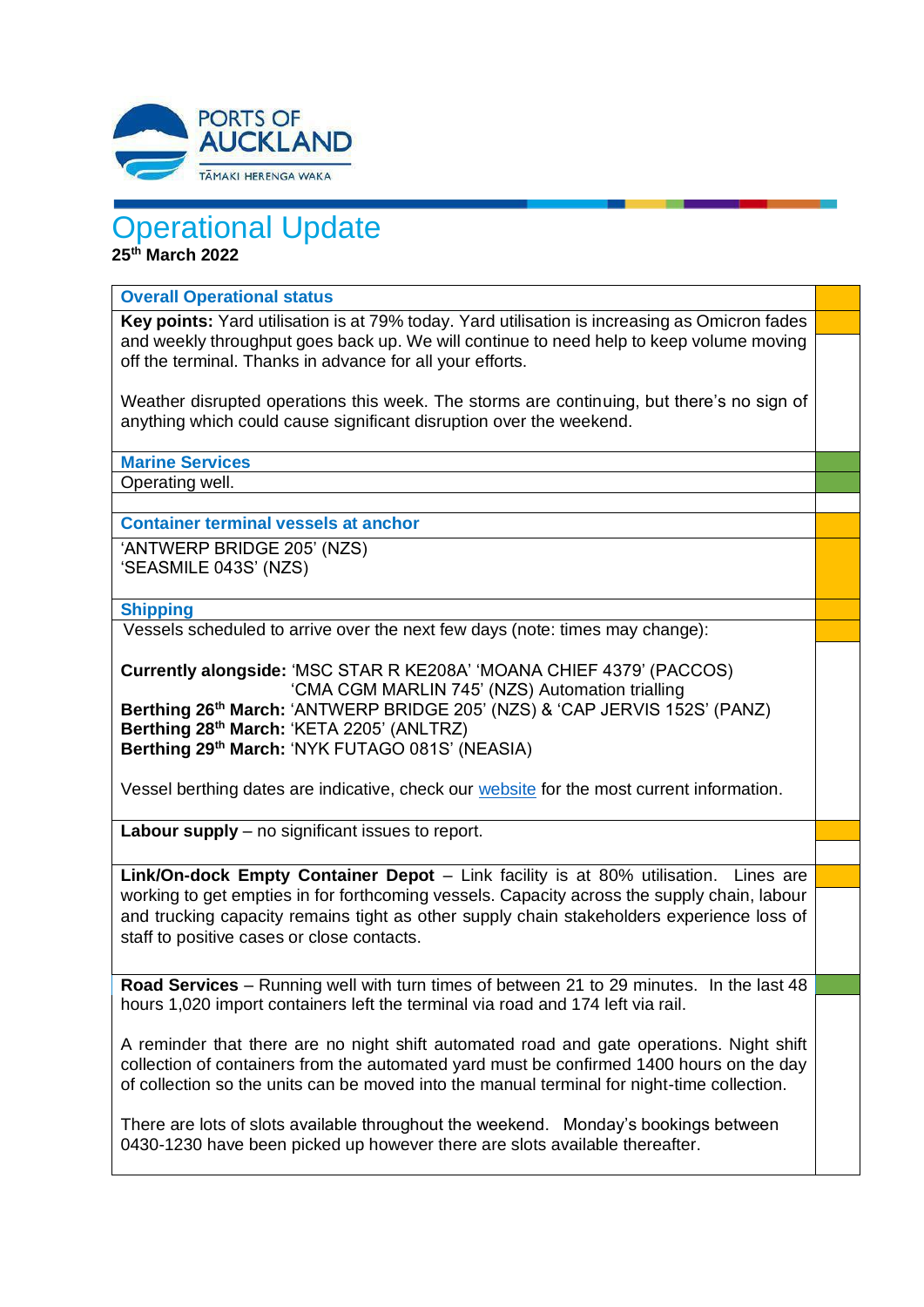# Operational Update

**25th March 2022**

### Overall Operational status

**Key points:** Yard utilisation is at 79% today. Yard utilisation is increasing as Omicron fades and weekly throughput goes back up. We will continue to need help to keep volume moving off the terminal. Thanks in advance for all your efforts.

Weather disrupted operations this week. The storms are continuing, but there's no sign of anything which could cause significant disruption over the weekend.

### Marine Services

Operating well.

### Container terminal vessels at anchor

'ANTWERP BRIDGE 205' (NZS)
'SEASMILE 043S' (NZS)

### Shipping

Vessels scheduled to arrive over the next few days (note: times may change):

**Currently alongside:** 'MSC STAR R KE208A' 'MOANA CHIEF 4379' (PACCOS)
'CMA CGM MARLIN 745' (NZS) Automation trialling
**Berthing 26th March:** 'ANTWERP BRIDGE 205' (NZS) & 'CAP JERVIS 152S' (PANZ)
**Berthing 28th March:** 'KETA 2205' (ANLTRZ)
**Berthing 29th March:** 'NYK FUTAGO 081S' (NEASIA)

Vessel berthing dates are indicative, check our website for the most current information.

**Labour supply** – no significant issues to report.

**Link/On-dock Empty Container Depot** – Link facility is at 80% utilisation. Lines are working to get empties in for forthcoming vessels. Capacity across the supply chain, labour and trucking capacity remains tight as other supply chain stakeholders experience loss of staff to positive cases or close contacts.

**Road Services** – Running well with turn times of between 21 to 29 minutes. In the last 48 hours 1,020 import containers left the terminal via road and 174 left via rail.

A reminder that there are no night shift automated road and gate operations. Night shift collection of containers from the automated yard must be confirmed 1400 hours on the day of collection so the units can be moved into the manual terminal for night-time collection.

There are lots of slots available throughout the weekend. Monday's bookings between 0430-1230 have been picked up however there are slots available thereafter.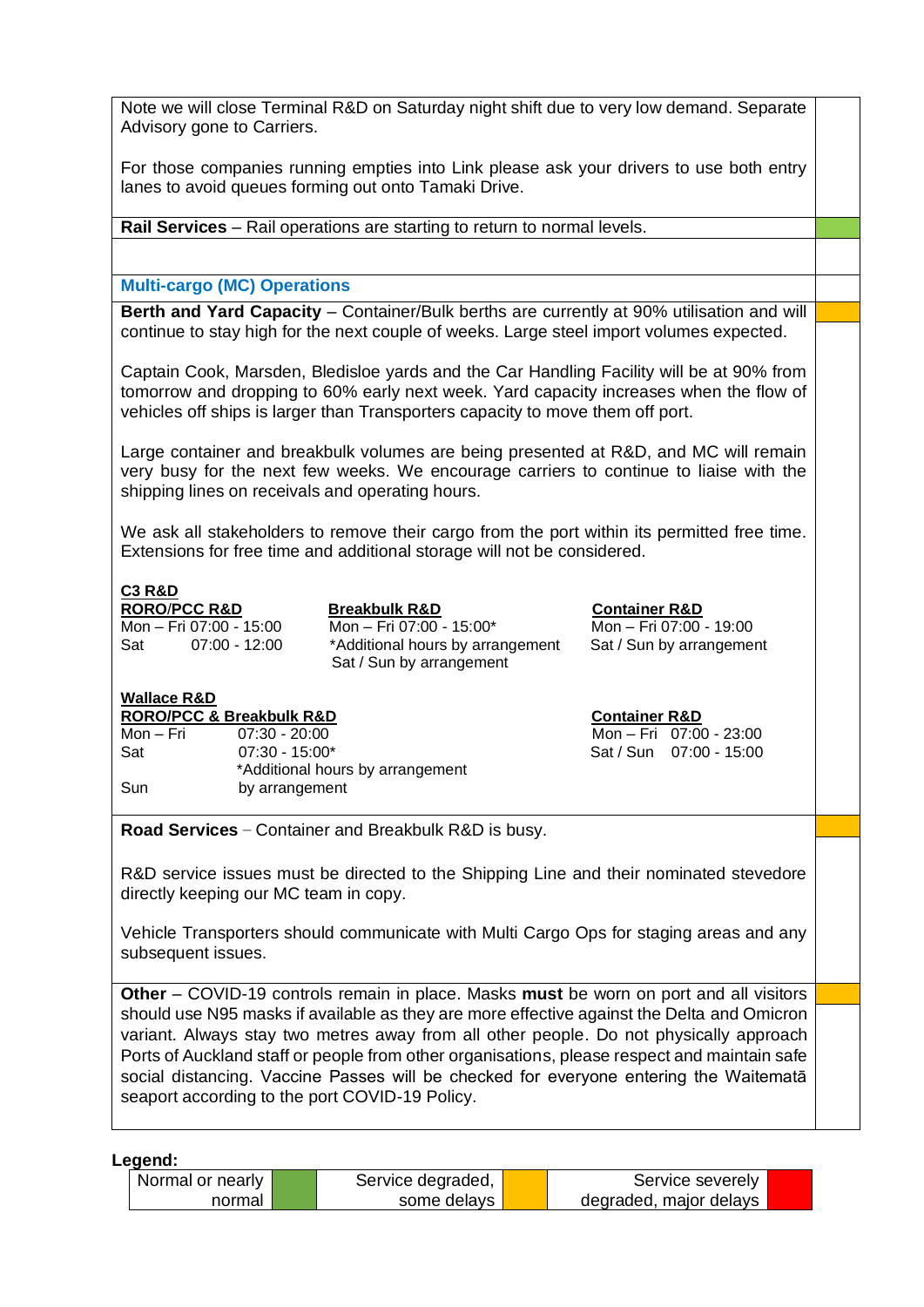Note we will close Terminal R&D on Saturday night shift due to very low demand. Separate Advisory gone to Carriers.

For those companies running empties into Link please ask your drivers to use both entry lanes to avoid queues forming out onto Tamaki Drive.

**Rail Services** – Rail operations are starting to return to normal levels.

## Multi-cargo (MC) Operations

**Berth and Yard Capacity** – Container/Bulk berths are currently at 90% utilisation and will continue to stay high for the next couple of weeks. Large steel import volumes expected.

Captain Cook, Marsden, Bledisloe yards and the Car Handling Facility will be at 90% from tomorrow and dropping to 60% early next week. Yard capacity increases when the flow of vehicles off ships is larger than Transporters capacity to move them off port.

Large container and breakbulk volumes are being presented at R&D, and MC will remain very busy for the next few weeks. We encourage carriers to continue to liaise with the shipping lines on receivals and operating hours.

We ask all stakeholders to remove their cargo from the port within its permitted free time. Extensions for free time and additional storage will not be considered.

**C3 R&D**

| RORO/PCC R&D | Breakbulk R&D | Container R&D |
|---|---|---|
| Mon – Fri 07:00 - 15:00 | Mon – Fri 07:00 - 15:00* | Mon – Fri 07:00 - 19:00 |
| Sat 07:00 - 12:00 | *Additional hours by arrangement | Sat / Sun by arrangement |
| | Sat / Sun by arrangement | |

**Wallace R&D**

| RORO/PCC & Breakbulk R&D | | Container R&D |
|---|---|---|
| Mon – Fri | 07:30 - 20:00 | Mon – Fri 07:00 - 23:00 |
| Sat | 07:30 - 15:00* | Sat / Sun 07:00 - 15:00 |
| | *Additional hours by arrangement | |
| Sun | by arrangement | |

**Road Services** – Container and Breakbulk R&D is busy.

R&D service issues must be directed to the Shipping Line and their nominated stevedore directly keeping our MC team in copy.

Vehicle Transporters should communicate with Multi Cargo Ops for staging areas and any subsequent issues.

**Other** – COVID-19 controls remain in place. Masks **must** be worn on port and all visitors should use N95 masks if available as they are more effective against the Delta and Omicron variant. Always stay two metres away from all other people. Do not physically approach Ports of Auckland staff or people from other organisations, please respect and maintain safe social distancing. Vaccine Passes will be checked for everyone entering the Waitematā seaport according to the port COVID-19 Policy.

**Legend:**

| | | | | | |
|---|---|---|---|---|---|
| Normal or nearly normal | (green) | Service degraded, some delays | (amber) | Service severely degraded, major delays | (red) |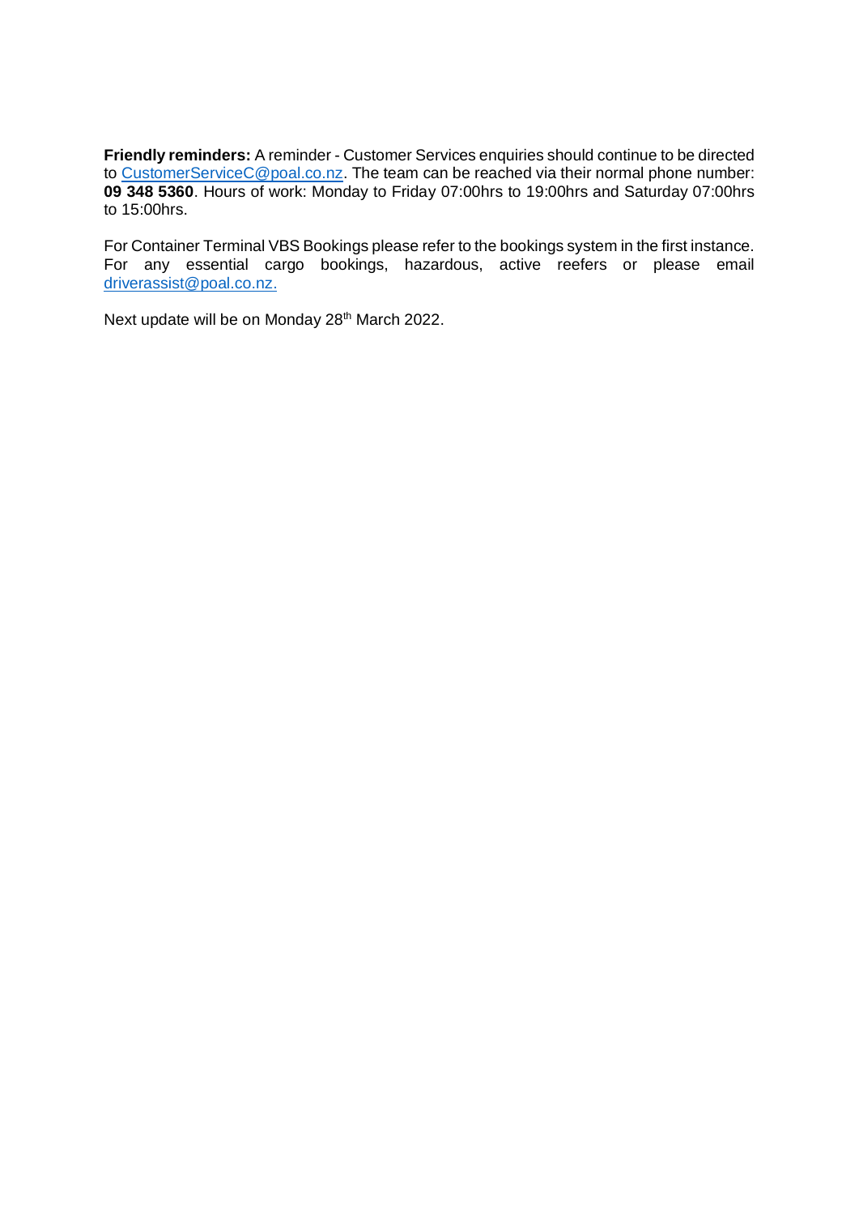**Friendly reminders:** A reminder - Customer Services enquiries should continue to be directed to CustomerServiceC@poal.co.nz. The team can be reached via their normal phone number: **09 348 5360**. Hours of work: Monday to Friday 07:00hrs to 19:00hrs and Saturday 07:00hrs to 15:00hrs.

For Container Terminal VBS Bookings please refer to the bookings system in the first instance. For any essential cargo bookings, hazardous, active reefers or please email driverassist@poal.co.nz.

Next update will be on Monday 28th March 2022.